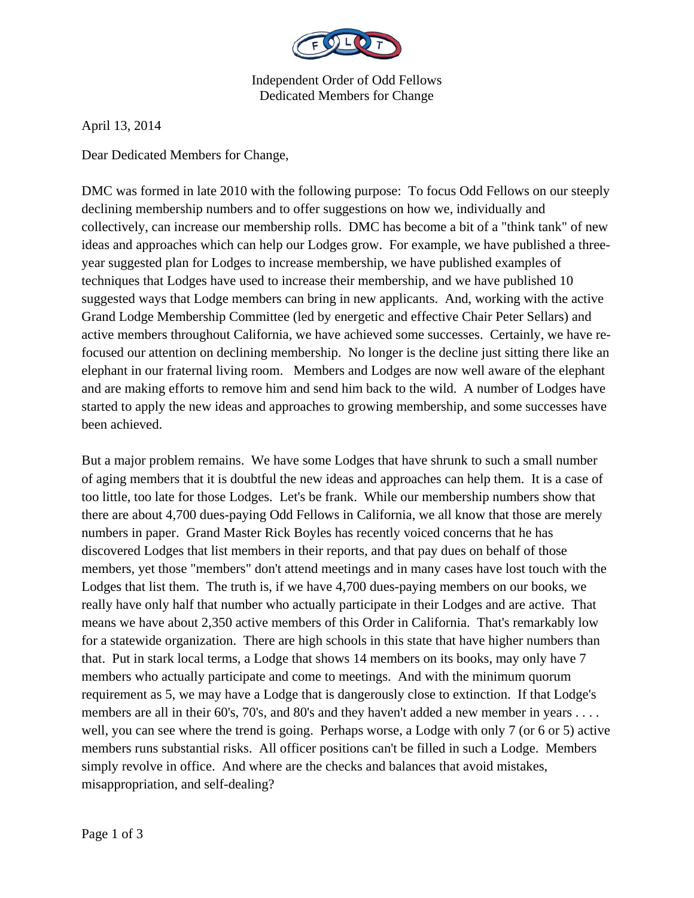Independent Order of Odd Fellows
Dedicated Members for Change

April 13, 2014

Dear Dedicated Members for Change,

DMC was formed in late 2010 with the following purpose: To focus Odd Fellows on our steeply declining membership numbers and to offer suggestions on how we, individually and collectively, can increase our membership rolls. DMC has become a bit of a "think tank" of new ideas and approaches which can help our Lodges grow. For example, we have published a three-year suggested plan for Lodges to increase membership, we have published examples of techniques that Lodges have used to increase their membership, and we have published 10 suggested ways that Lodge members can bring in new applicants. And, working with the active Grand Lodge Membership Committee (led by energetic and effective Chair Peter Sellars) and active members throughout California, we have achieved some successes. Certainly, we have re-focused our attention on declining membership. No longer is the decline just sitting there like an elephant in our fraternal living room. Members and Lodges are now well aware of the elephant and are making efforts to remove him and send him back to the wild. A number of Lodges have started to apply the new ideas and approaches to growing membership, and some successes have been achieved.

But a major problem remains. We have some Lodges that have shrunk to such a small number of aging members that it is doubtful the new ideas and approaches can help them. It is a case of too little, too late for those Lodges. Let's be frank. While our membership numbers show that there are about 4,700 dues-paying Odd Fellows in California, we all know that those are merely numbers in paper. Grand Master Rick Boyles has recently voiced concerns that he has discovered Lodges that list members in their reports, and that pay dues on behalf of those members, yet those "members" don't attend meetings and in many cases have lost touch with the Lodges that list them. The truth is, if we have 4,700 dues-paying members on our books, we really have only half that number who actually participate in their Lodges and are active. That means we have about 2,350 active members of this Order in California. That's remarkably low for a statewide organization. There are high schools in this state that have higher numbers than that. Put in stark local terms, a Lodge that shows 14 members on its books, may only have 7 members who actually participate and come to meetings. And with the minimum quorum requirement as 5, we may have a Lodge that is dangerously close to extinction. If that Lodge's members are all in their 60's, 70's, and 80's and they haven't added a new member in years . . . . well, you can see where the trend is going. Perhaps worse, a Lodge with only 7 (or 6 or 5) active members runs substantial risks. All officer positions can't be filled in such a Lodge. Members simply revolve in office. And where are the checks and balances that avoid mistakes, misappropriation, and self-dealing?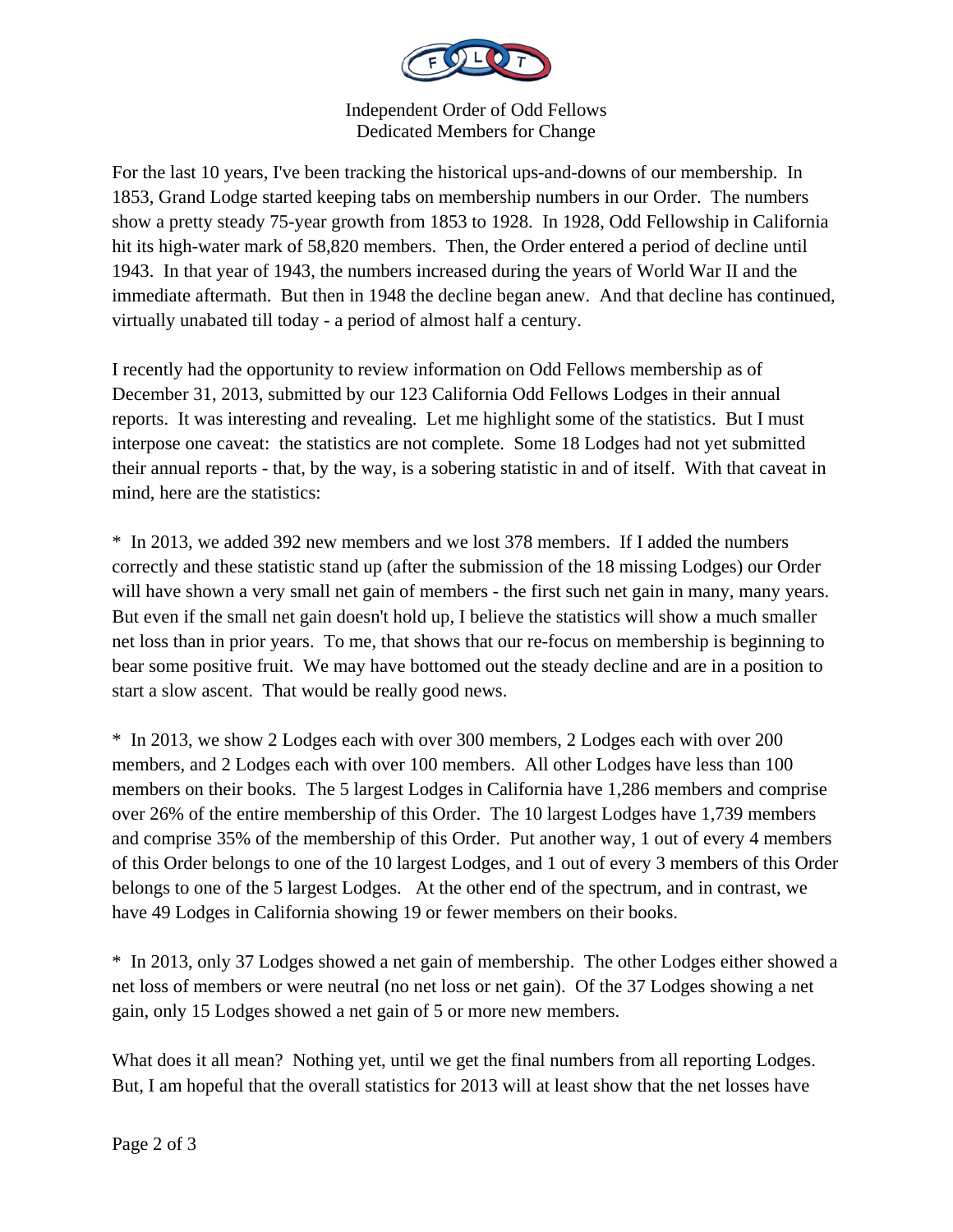Independent Order of Odd Fellows
Dedicated Members for Change

For the last 10 years, I've been tracking the historical ups-and-downs of our membership. In 1853, Grand Lodge started keeping tabs on membership numbers in our Order. The numbers show a pretty steady 75-year growth from 1853 to 1928. In 1928, Odd Fellowship in California hit its high-water mark of 58,820 members. Then, the Order entered a period of decline until 1943. In that year of 1943, the numbers increased during the years of World War II and the immediate aftermath. But then in 1948 the decline began anew. And that decline has continued, virtually unabated till today - a period of almost half a century.

I recently had the opportunity to review information on Odd Fellows membership as of December 31, 2013, submitted by our 123 California Odd Fellows Lodges in their annual reports. It was interesting and revealing. Let me highlight some of the statistics. But I must interpose one caveat: the statistics are not complete. Some 18 Lodges had not yet submitted their annual reports - that, by the way, is a sobering statistic in and of itself. With that caveat in mind, here are the statistics:

* In 2013, we added 392 new members and we lost 378 members. If I added the numbers correctly and these statistic stand up (after the submission of the 18 missing Lodges) our Order will have shown a very small net gain of members - the first such net gain in many, many years. But even if the small net gain doesn't hold up, I believe the statistics will show a much smaller net loss than in prior years. To me, that shows that our re-focus on membership is beginning to bear some positive fruit. We may have bottomed out the steady decline and are in a position to start a slow ascent. That would be really good news.

* In 2013, we show 2 Lodges each with over 300 members, 2 Lodges each with over 200 members, and 2 Lodges each with over 100 members. All other Lodges have less than 100 members on their books. The 5 largest Lodges in California have 1,286 members and comprise over 26% of the entire membership of this Order. The 10 largest Lodges have 1,739 members and comprise 35% of the membership of this Order. Put another way, 1 out of every 4 members of this Order belongs to one of the 10 largest Lodges, and 1 out of every 3 members of this Order belongs to one of the 5 largest Lodges. At the other end of the spectrum, and in contrast, we have 49 Lodges in California showing 19 or fewer members on their books.

* In 2013, only 37 Lodges showed a net gain of membership. The other Lodges either showed a net loss of members or were neutral (no net loss or net gain). Of the 37 Lodges showing a net gain, only 15 Lodges showed a net gain of 5 or more new members.

What does it all mean? Nothing yet, until we get the final numbers from all reporting Lodges. But, I am hopeful that the overall statistics for 2013 will at least show that the net losses have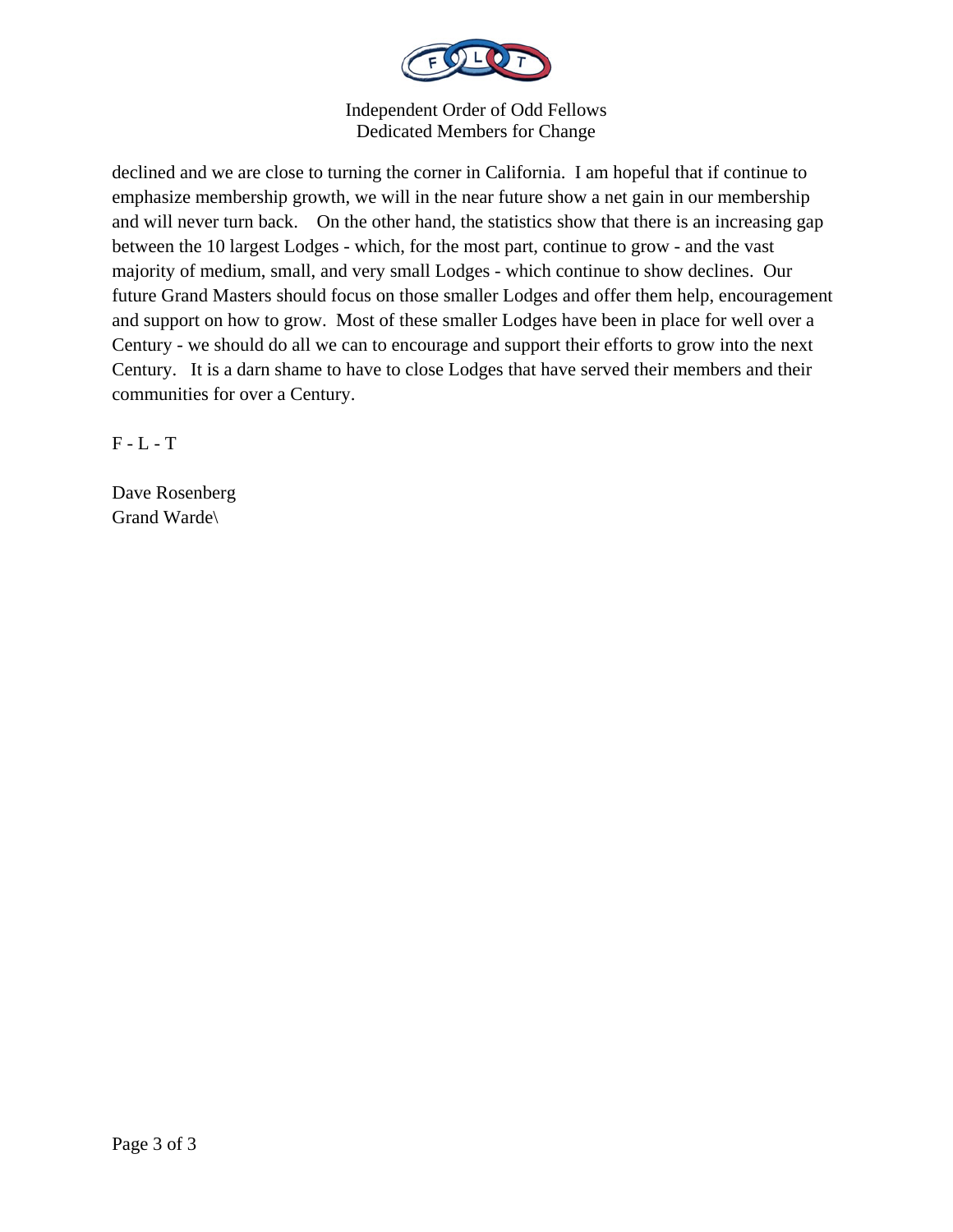declined and we are close to turning the corner in California. I am hopeful that if continue to emphasize membership growth, we will in the near future show a net gain in our membership and will never turn back. On the other hand, the statistics show that there is an increasing gap between the 10 largest Lodges - which, for the most part, continue to grow - and the vast majority of medium, small, and very small Lodges - which continue to show declines. Our future Grand Masters should focus on those smaller Lodges and offer them help, encouragement and support on how to grow. Most of these smaller Lodges have been in place for well over a Century - we should do all we can to encourage and support their efforts to grow into the next Century. It is a darn shame to have to close Lodges that have served their members and their communities for over a Century.

F - L - T

Dave Rosenberg
Grand Warde\